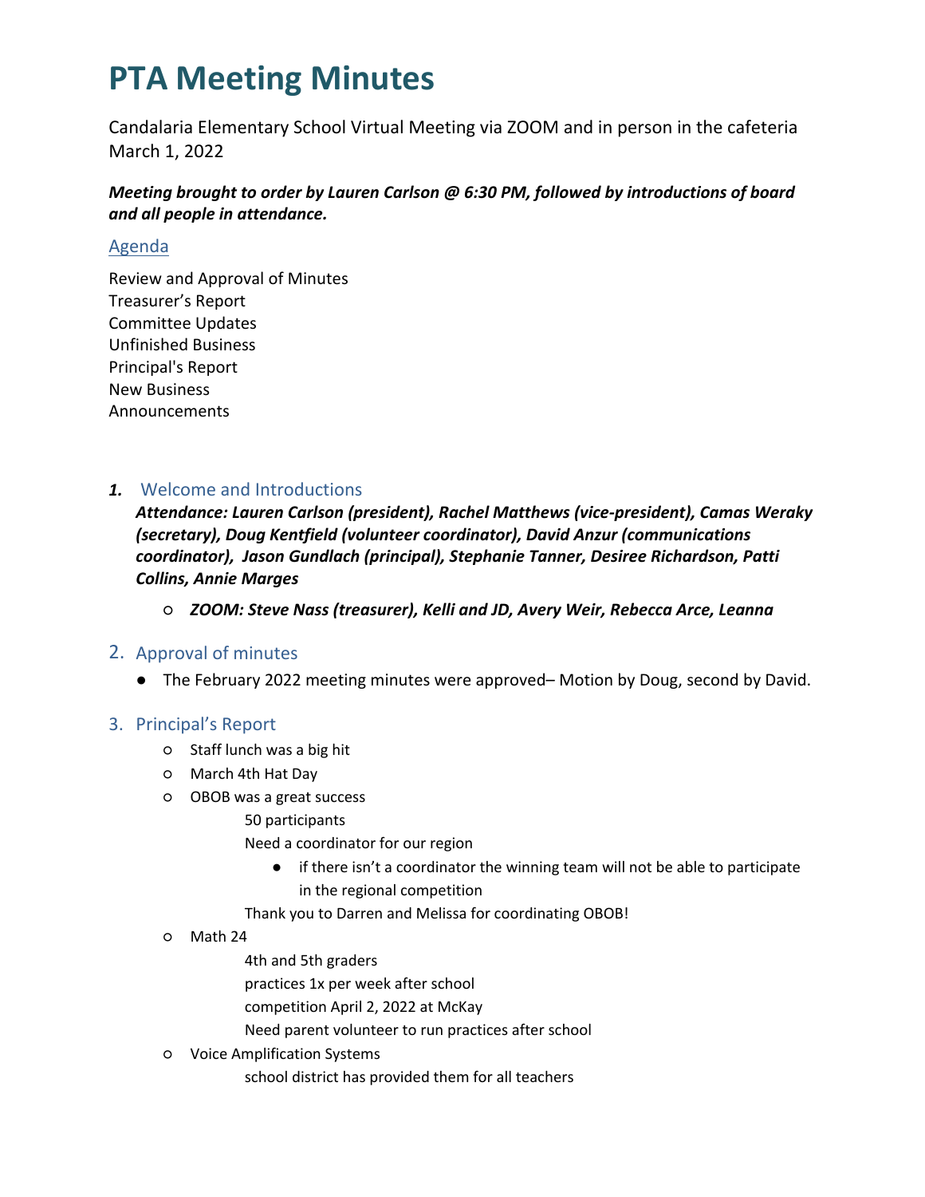# PTA Meeting Minutes

Candalaria Elementary School Virtual Meeting via ZOOM and in person in the cafeteria
March 1, 2022

***Meeting brought to order by Lauren Carlson @ 6:30 PM, followed by introductions of board and all people in attendance.***

## Agenda

Review and Approval of Minutes
Treasurer's Report
Committee Updates
Unfinished Business
Principal's Report
New Business
Announcements

## 1. Welcome and Introductions

***Attendance: Lauren Carlson (president), Rachel Matthews (vice-president), Camas Weraky (secretary), Doug Kentfield (volunteer coordinator), David Anzur (communications coordinator), Jason Gundlach (principal), Stephanie Tanner, Desiree Richardson, Patti Collins, Annie Marges***

- ***ZOOM: Steve Nass (treasurer), Kelli and JD, Avery Weir, Rebecca Arce, Leanna***

## 2. Approval of minutes

- The February 2022 meeting minutes were approved– Motion by Doug, second by David.

## 3. Principal's Report

- Staff lunch was a big hit
- March 4th Hat Day
- OBOB was a great success
  - 50 participants
  - Need a coordinator for our region
    - if there isn't a coordinator the winning team will not be able to participate in the regional competition
  - Thank you to Darren and Melissa for coordinating OBOB!
- Math 24
  - 4th and 5th graders
  - practices 1x per week after school
  - competition April 2, 2022 at McKay
  - Need parent volunteer to run practices after school
- Voice Amplification Systems
  - school district has provided them for all teachers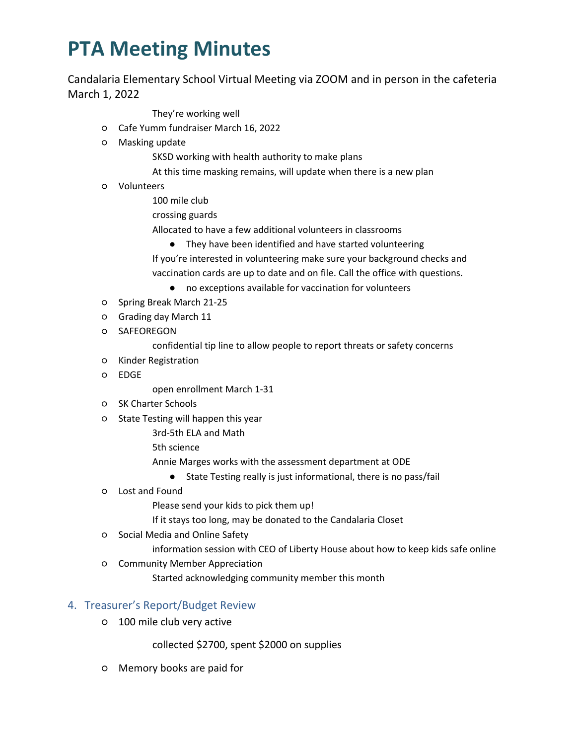# PTA Meeting Minutes

Candalaria Elementary School Virtual Meeting via ZOOM and in person in the cafeteria
March 1, 2022

They're working well

- Cafe Yumm fundraiser March 16, 2022
- Masking update
  - SKSD working with health authority to make plans
  - At this time masking remains, will update when there is a new plan
- Volunteers
  - 100 mile club
  - crossing guards
  - Allocated to have a few additional volunteers in classrooms
    - They have been identified and have started volunteering
  - If you're interested in volunteering make sure your background checks and vaccination cards are up to date and on file. Call the office with questions.
    - no exceptions available for vaccination for volunteers
- Spring Break March 21-25
- Grading day March 11
- SAFEOREGON
  - confidential tip line to allow people to report threats or safety concerns
- Kinder Registration
- EDGE
  - open enrollment March 1-31
- SK Charter Schools
- State Testing will happen this year
  - 3rd-5th ELA and Math
  - 5th science
  - Annie Marges works with the assessment department at ODE
    - State Testing really is just informational, there is no pass/fail
- Lost and Found
  - Please send your kids to pick them up!
  - If it stays too long, may be donated to the Candalaria Closet
- Social Media and Online Safety
  - information session with CEO of Liberty House about how to keep kids safe online
- Community Member Appreciation
  - Started acknowledging community member this month

## 4. Treasurer's Report/Budget Review

- 100 mile club very active
  - collected $2700, spent $2000 on supplies
- Memory books are paid for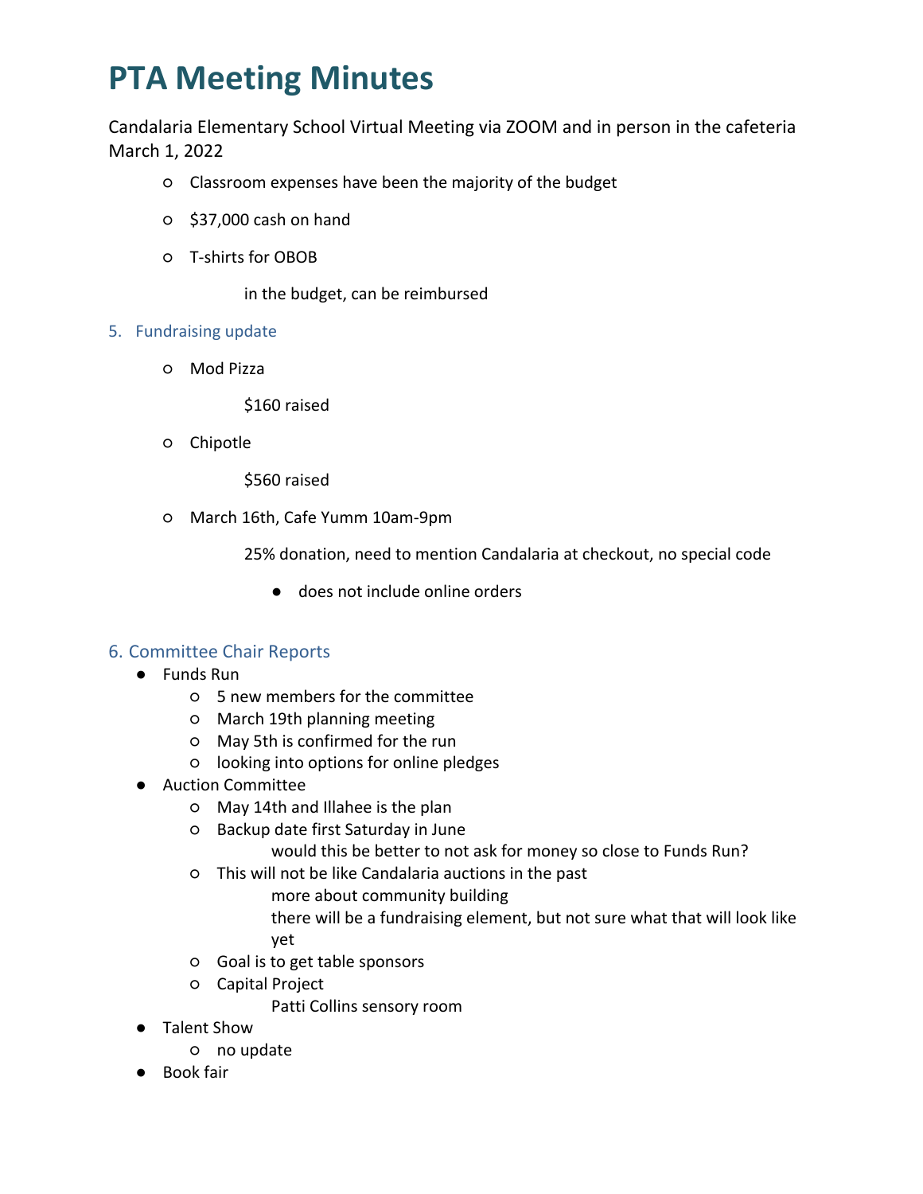# PTA Meeting Minutes

Candalaria Elementary School Virtual Meeting via ZOOM and in person in the cafeteria
March 1, 2022

- Classroom expenses have been the majority of the budget
- $37,000 cash on hand
- T-shirts for OBOB

  in the budget, can be reimbursed

5. Fundraising update

- Mod Pizza

  $160 raised

- Chipotle

  $560 raised

- March 16th, Cafe Yumm 10am-9pm

  25% donation, need to mention Candalaria at checkout, no special code

  - does not include online orders

6. Committee Chair Reports

- Funds Run
  - 5 new members for the committee
  - March 19th planning meeting
  - May 5th is confirmed for the run
  - looking into options for online pledges
- Auction Committee
  - May 14th and Illahee is the plan
  - Backup date first Saturday in June

    would this be better to not ask for money so close to Funds Run?
  - This will not be like Candalaria auctions in the past

    more about community building

    there will be a fundraising element, but not sure what that will look like yet
  - Goal is to get table sponsors
  - Capital Project

    Patti Collins sensory room
- Talent Show
  - no update
- Book fair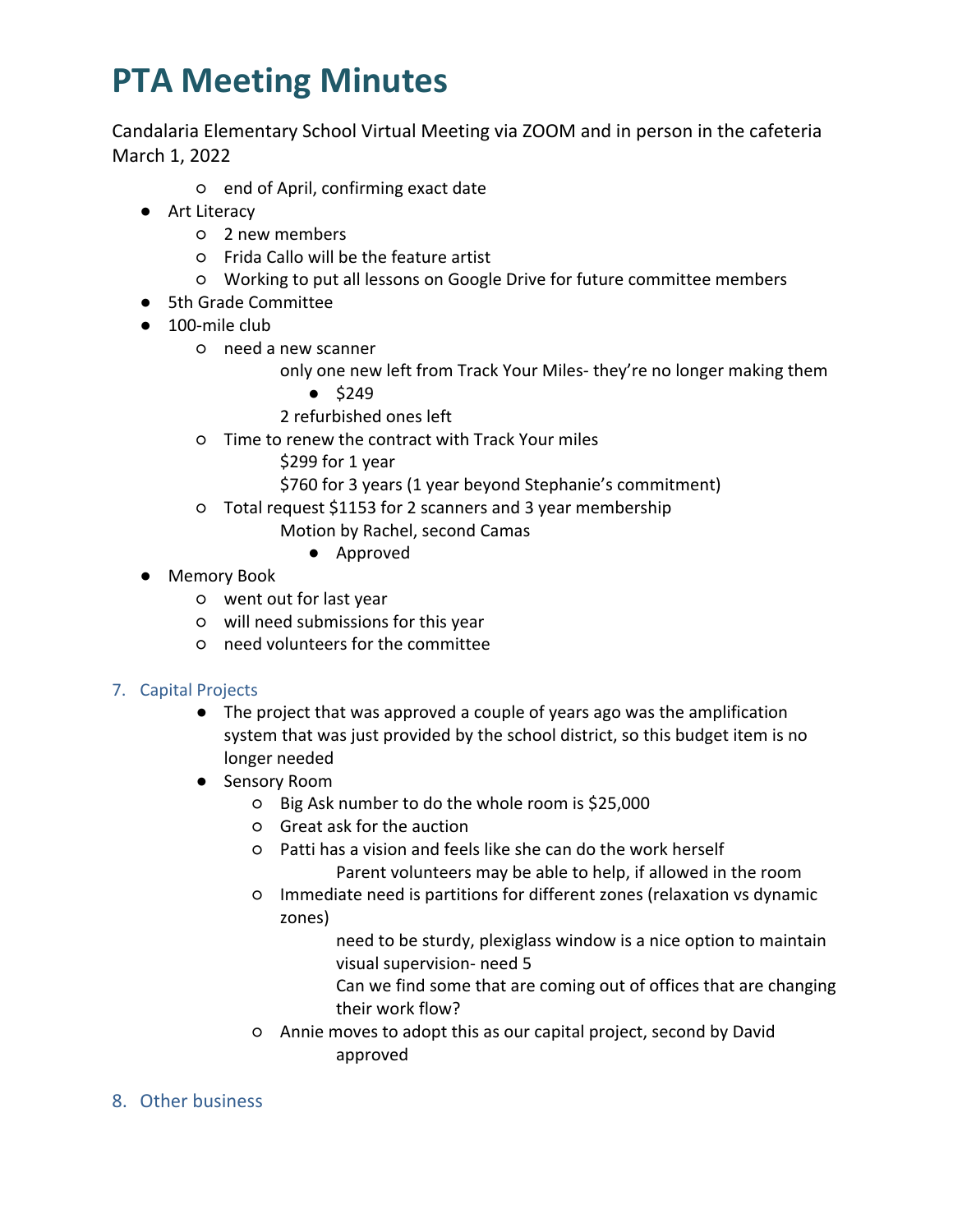# PTA Meeting Minutes

Candalaria Elementary School Virtual Meeting via ZOOM and in person in the cafeteria
March 1, 2022

    - end of April, confirming exact date
- Art Literacy
    - 2 new members
    - Frida Callo will be the feature artist
    - Working to put all lessons on Google Drive for future committee members
- 5th Grade Committee
- 100-mile club
    - need a new scanner
        - only one new left from Track Your Miles- they're no longer making them
            - $249
        - 2 refurbished ones left
    - Time to renew the contract with Track Your miles
        - $299 for 1 year
        - $760 for 3 years (1 year beyond Stephanie's commitment)
    - Total request $1153 for 2 scanners and 3 year membership
        - Motion by Rachel, second Camas
            - Approved
- Memory Book
    - went out for last year
    - will need submissions for this year
    - need volunteers for the committee

## 7. Capital Projects

- The project that was approved a couple of years ago was the amplification system that was just provided by the school district, so this budget item is no longer needed
- Sensory Room
    - Big Ask number to do the whole room is $25,000
    - Great ask for the auction
    - Patti has a vision and feels like she can do the work herself
        - Parent volunteers may be able to help, if allowed in the room
    - Immediate need is partitions for different zones (relaxation vs dynamic zones)
        - need to be sturdy, plexiglass window is a nice option to maintain visual supervision- need 5
        - Can we find some that are coming out of offices that are changing their work flow?
    - Annie moves to adopt this as our capital project, second by David
        - approved

## 8. Other business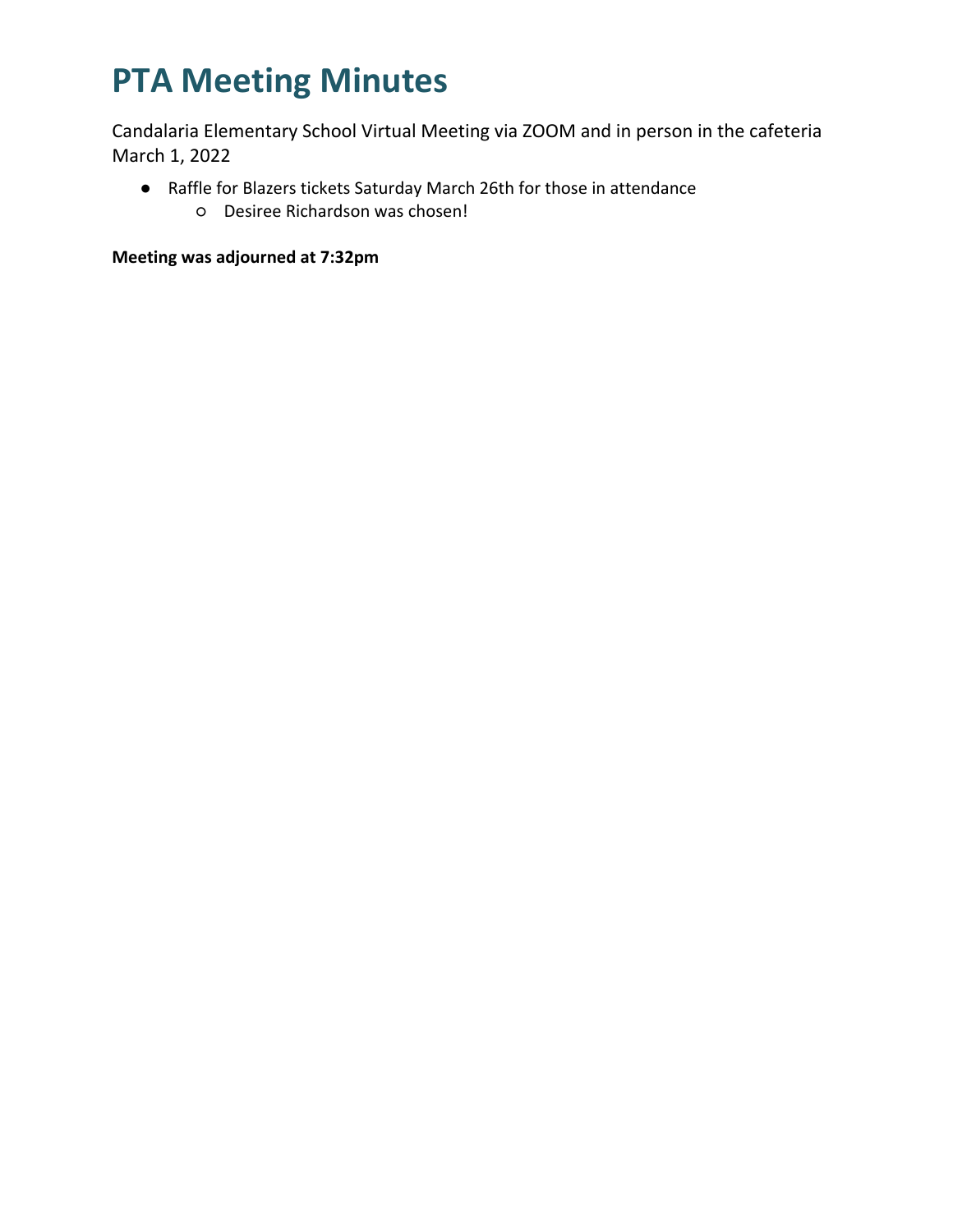# PTA Meeting Minutes

Candalaria Elementary School Virtual Meeting via ZOOM and in person in the cafeteria
March 1, 2022

- Raffle for Blazers tickets Saturday March 26th for those in attendance
  - Desiree Richardson was chosen!

**Meeting was adjourned at 7:32pm**